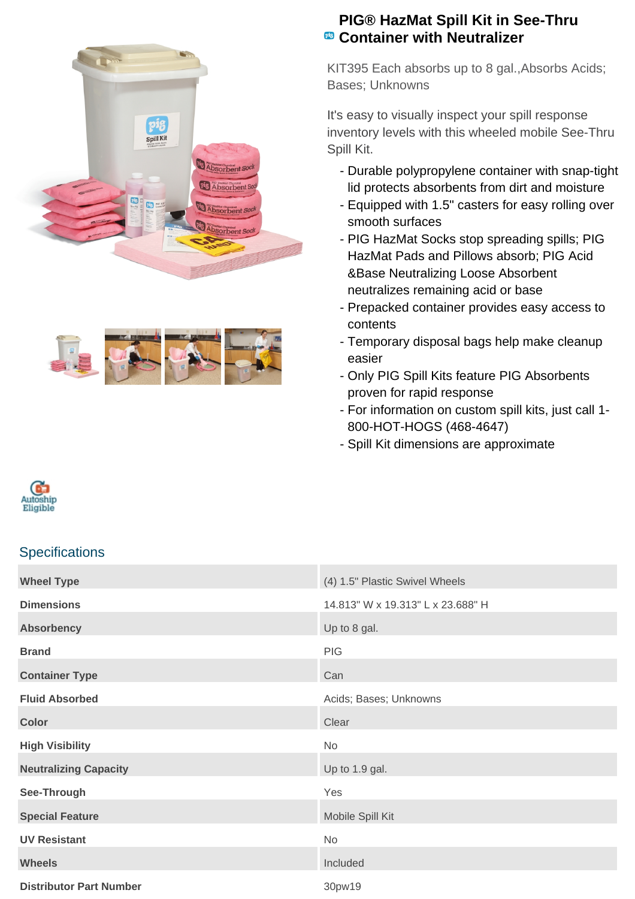# PIG® HazMat Spill Kit in See-Thru Container with Neutralizer

KIT395 Each absorbs up to 8 gal.,Absorbs Acids; Bases; Unknowns

It's easy to visually inspect your spill response inventory levels with this wheeled mobile See-Thru Spill Kit.

- Durable polypropylene container with snap-tight lid protects absorbents from dirt and moisture
- Equipped with 1.5" casters for easy rolling over smooth surfaces
- PIG HazMat Socks stop spreading spills; PIG HazMat Pads and Pillows absorb; PIG Acid &Base Neutralizing Loose Absorbent neutralizes remaining acid or base
- Prepacked container provides easy access to contents
- Temporary disposal bags help make cleanup easier
- Only PIG Spill Kits feature PIG Absorbents proven for rapid response
- For information on custom spill kits, just call 1-800-HOT-HOGS (468-4647)
- Spill Kit dimensions are approximate

Autoship Eligible

## Specifications

| | |
|---|---|
| **Wheel Type** | (4) 1.5" Plastic Swivel Wheels |
| **Dimensions** | 14.813" W x 19.313" L x 23.688" H |
| **Absorbency** | Up to 8 gal. |
| **Brand** | PIG |
| **Container Type** | Can |
| **Fluid Absorbed** | Acids; Bases; Unknowns |
| **Color** | Clear |
| **High Visibility** | No |
| **Neutralizing Capacity** | Up to 1.9 gal. |
| **See-Through** | Yes |
| **Special Feature** | Mobile Spill Kit |
| **UV Resistant** | No |
| **Wheels** | Included |
| **Distributor Part Number** | 30pw19 |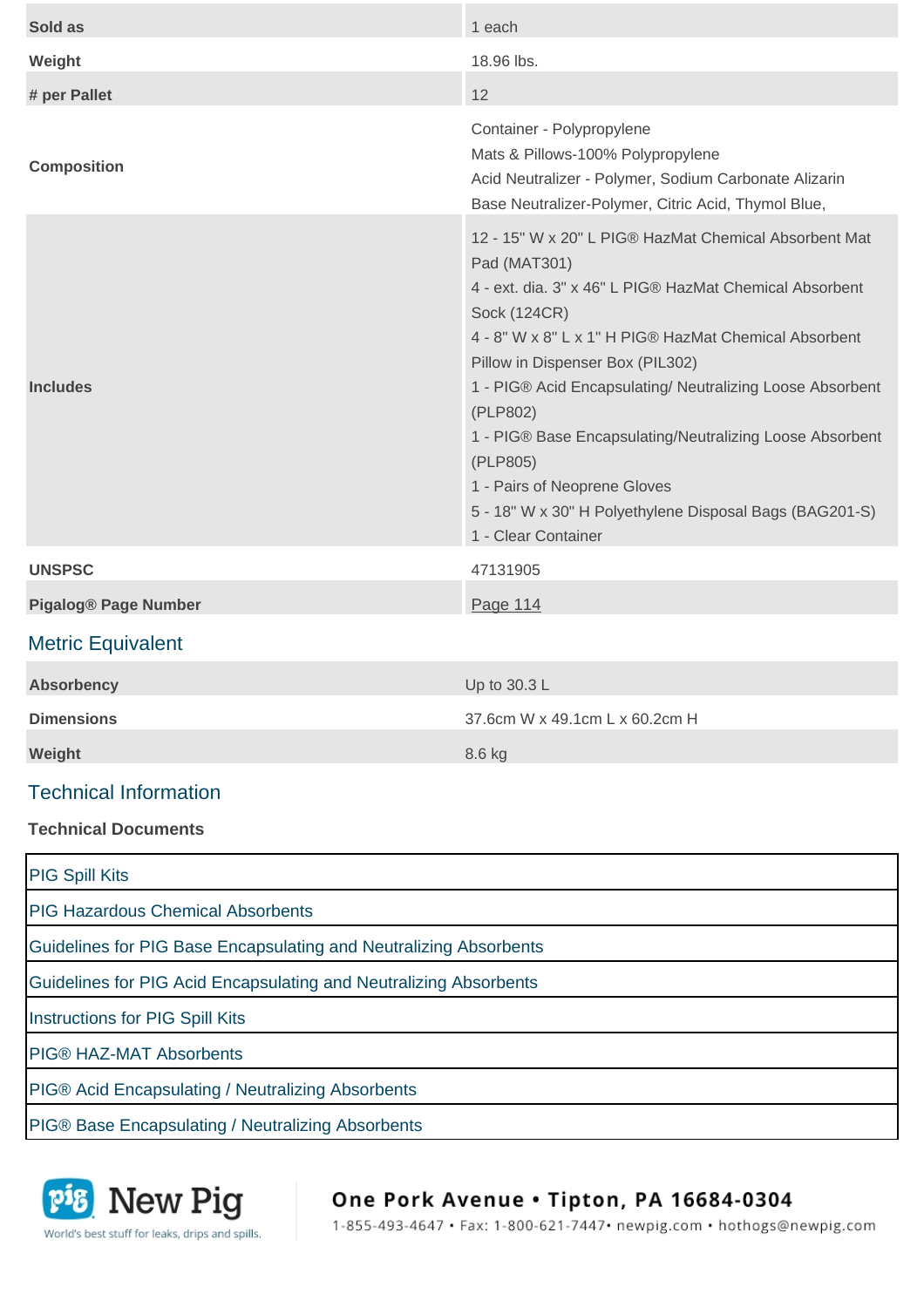| | |
|---|---|
| **Sold as** | 1 each |
| **Weight** | 18.96 lbs. |
| **# per Pallet** | 12 |
| **Composition** | Container - Polypropylene<br>Mats & Pillows-100% Polypropylene<br>Acid Neutralizer - Polymer, Sodium Carbonate Alizarin<br>Base Neutralizer-Polymer, Citric Acid, Thymol Blue, |
| **Includes** | 12 - 15" W x 20" L PIG® HazMat Chemical Absorbent Mat Pad (MAT301)<br>4 - ext. dia. 3" x 46" L PIG® HazMat Chemical Absorbent Sock (124CR)<br>4 - 8" W x 8" L x 1" H PIG® HazMat Chemical Absorbent Pillow in Dispenser Box (PIL302)<br>1 - PIG® Acid Encapsulating/ Neutralizing Loose Absorbent (PLP802)<br>1 - PIG® Base Encapsulating/Neutralizing Loose Absorbent (PLP805)<br>1 - Pairs of Neoprene Gloves<br>5 - 18" W x 30" H Polyethylene Disposal Bags (BAG201-S)<br>1 - Clear Container |
| **UNSPSC** | 47131905 |
| **Pigalog® Page Number** | Page 114 |

## Metric Equivalent

| | |
|---|---|
| **Absorbency** | Up to 30.3 L |
| **Dimensions** | 37.6cm W x 49.1cm L x 60.2cm H |
| **Weight** | 8.6 kg |

## Technical Information

### Technical Documents

| |
|---|
| PIG Spill Kits |
| PIG Hazardous Chemical Absorbents |
| Guidelines for PIG Base Encapsulating and Neutralizing Absorbents |
| Guidelines for PIG Acid Encapsulating and Neutralizing Absorbents |
| Instructions for PIG Spill Kits |
| PIG® HAZ-MAT Absorbents |
| PIG® Acid Encapsulating / Neutralizing Absorbents |
| PIG® Base Encapsulating / Neutralizing Absorbents |

New Pig
World's best stuff for leaks, drips and spills.

One Pork Avenue • Tipton, PA 16684-0304
1-855-493-4647 • Fax: 1-800-621-7447• newpig.com • hothogs@newpig.com